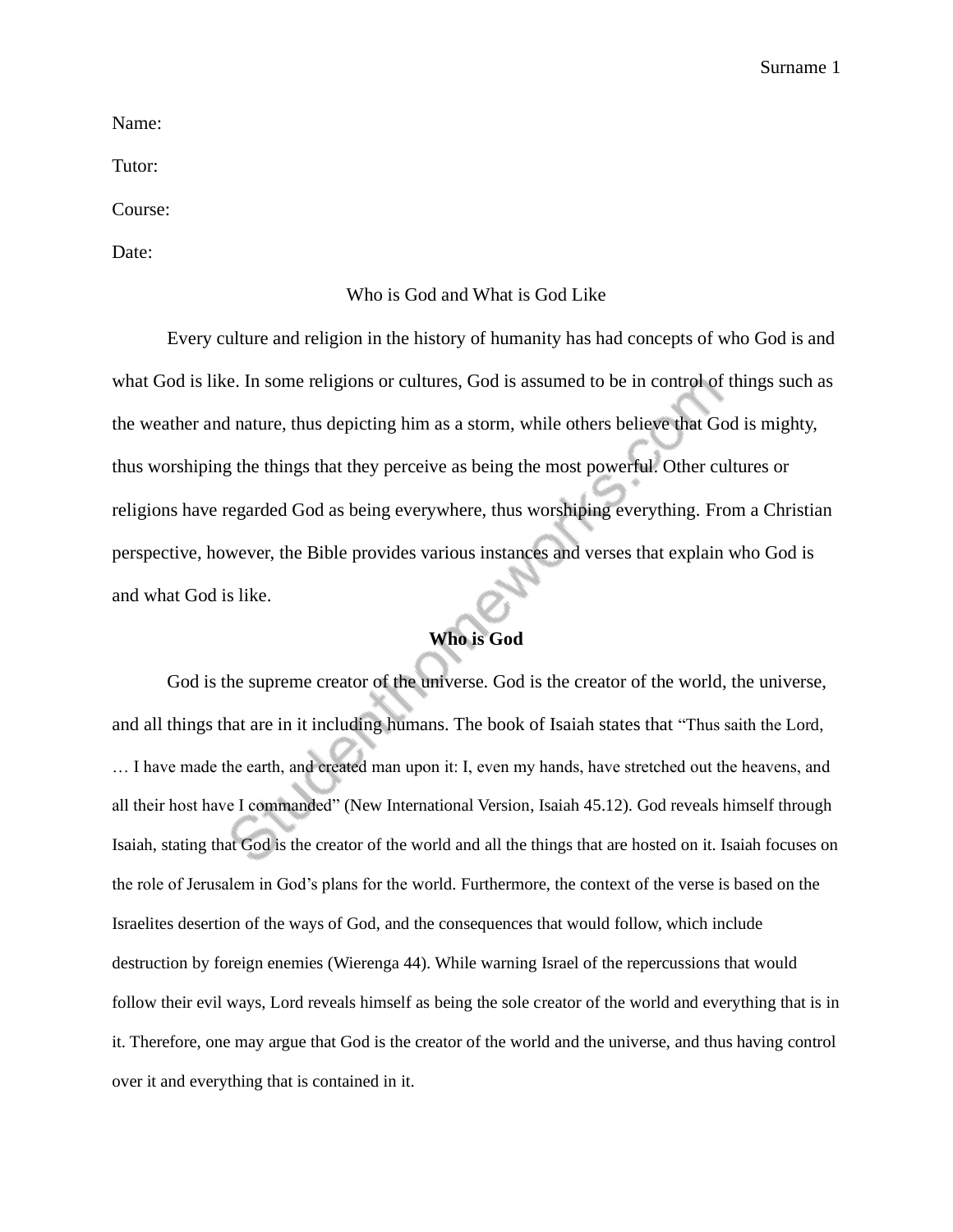Name:

Tutor:

Course:

Date:

# Who is God and What is God Like

Every culture and religion in the history of humanity has had concepts of who God is and what God is like. In some religions or cultures, God is assumed to be in control of things such as the weather and nature, thus depicting him as a storm, while others believe that God is mighty, thus worshiping the things that they perceive as being the most powerful. Other cultures or religions have regarded God as being everywhere, thus worshiping everything. From a Christian perspective, however, the Bible provides various instances and verses that explain who God is and what God is like.

## **Who is God**

God is the supreme creator of the universe. God is the creator of the world, the universe, and all things that are in it including humans. The book of Isaiah states that "Thus saith the Lord, … I have made the earth, and created man upon it: I, even my hands, have stretched out the heavens, and all their host have I commanded" (New International Version, Isaiah 45.12). God reveals himself through Isaiah, stating that God is the creator of the world and all the things that are hosted on it. Isaiah focuses on the role of Jerusalem in God's plans for the world. Furthermore, the context of the verse is based on the Israelites desertion of the ways of God, and the consequences that would follow, which include destruction by foreign enemies (Wierenga 44). While warning Israel of the repercussions that would follow their evil ways, Lord reveals himself as being the sole creator of the world and everything that is in it. Therefore, one may argue that God is the creator of the world and the universe, and thus having control over it and everything that is contained in it.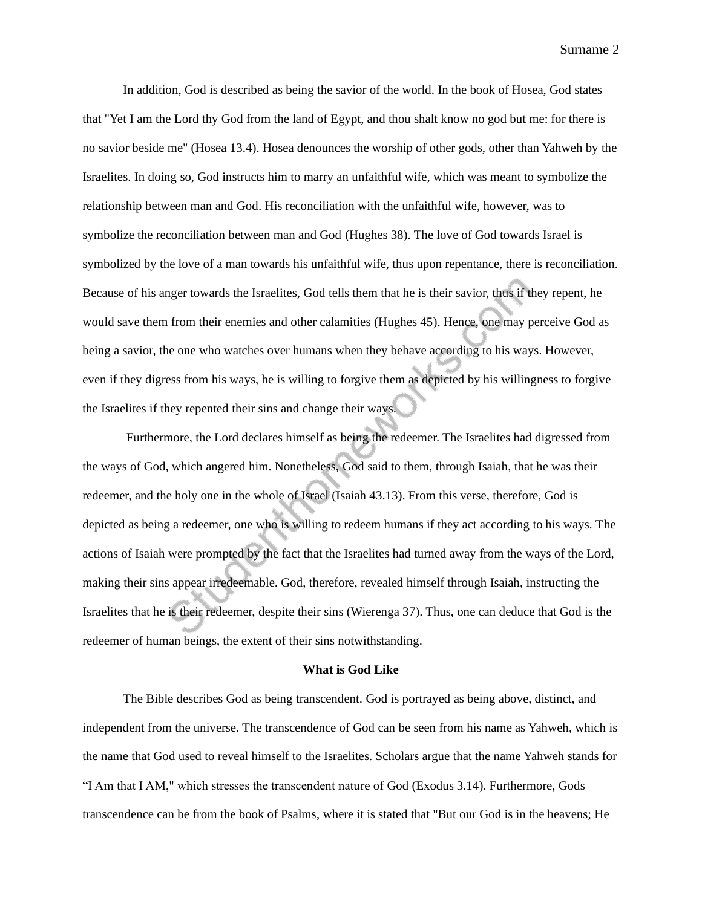In addition, God is described as being the savior of the world. In the book of Hosea, God states that "Yet I am the Lord thy God from the land of Egypt, and thou shalt know no god but me: for there is no savior beside me" (Hosea 13.4). Hosea denounces the worship of other gods, other than Yahweh by the Israelites. In doing so, God instructs him to marry an unfaithful wife, which was meant to symbolize the relationship between man and God. His reconciliation with the unfaithful wife, however, was to symbolize the reconciliation between man and God (Hughes 38). The love of God towards Israel is symbolized by the love of a man towards his unfaithful wife, thus upon repentance, there is reconciliation. Because of his anger towards the Israelites, God tells them that he is their savior, thus if they repent, he would save them from their enemies and other calamities (Hughes 45). Hence, one may perceive God as being a savior, the one who watches over humans when they behave according to his ways. However, even if they digress from his ways, he is willing to forgive them as depicted by his willingness to forgive the Israelites if they repented their sins and change their ways.

Furthermore, the Lord declares himself as being the redeemer. The Israelites had digressed from the ways of God, which angered him. Nonetheless, God said to them, through Isaiah, that he was their redeemer, and the holy one in the whole of Israel (Isaiah 43.13). From this verse, therefore, God is depicted as being a redeemer, one who is willing to redeem humans if they act according to his ways. The actions of Isaiah were prompted by the fact that the Israelites had turned away from the ways of the Lord, making their sins appear irredeemable. God, therefore, revealed himself through Isaiah, instructing the Israelites that he is their redeemer, despite their sins (Wierenga 37). Thus, one can deduce that God is the redeemer of human beings, the extent of their sins notwithstanding.

**What is God Like**

The Bible describes God as being transcendent. God is portrayed as being above, distinct, and independent from the universe. The transcendence of God can be seen from his name as Yahweh, which is the name that God used to reveal himself to the Israelites. Scholars argue that the name Yahweh stands for “I Am that I AM," which stresses the transcendent nature of God (Exodus 3.14). Furthermore, Gods transcendence can be from the book of Psalms, where it is stated that "But our God is in the heavens; He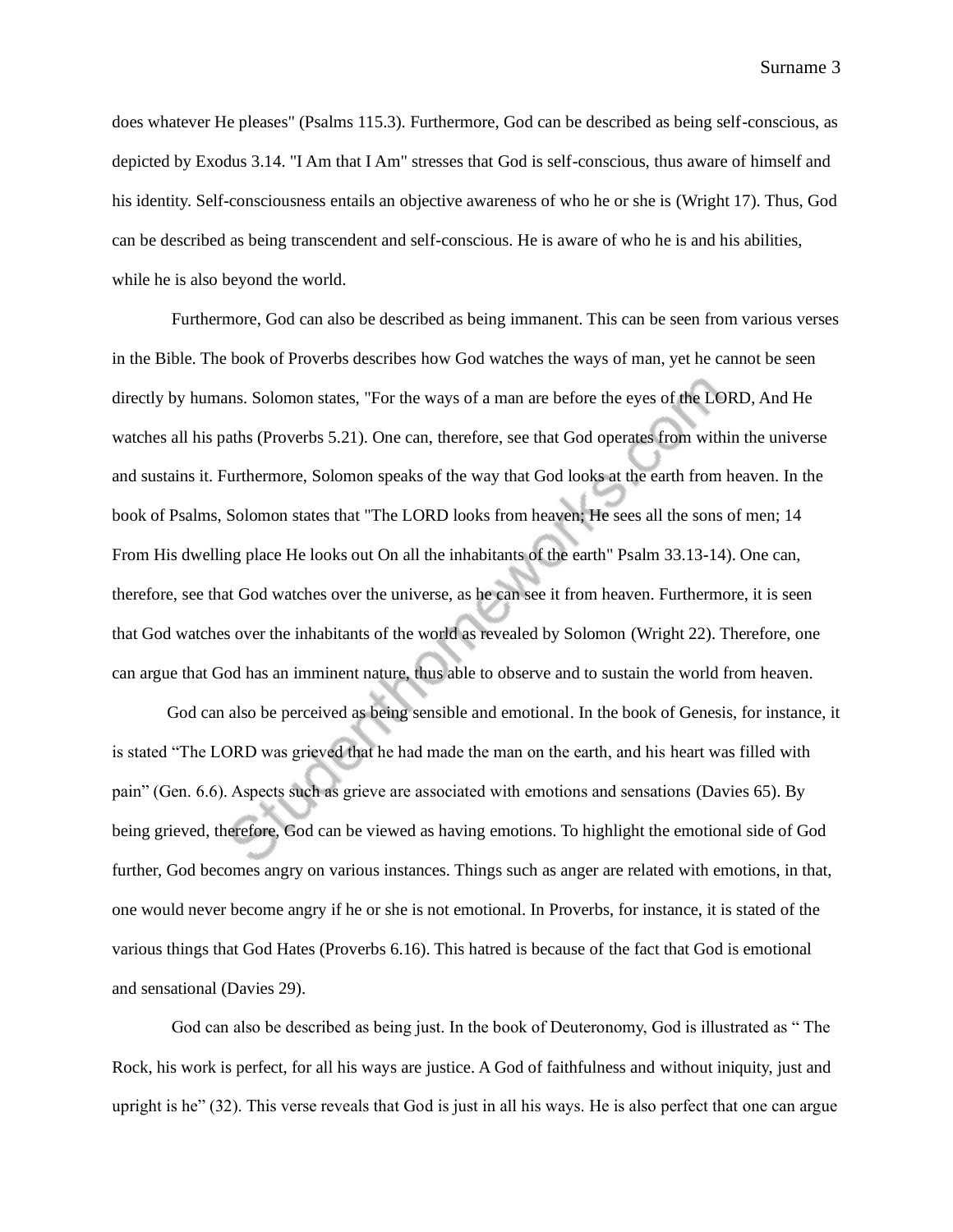does whatever He pleases" (Psalms 115.3). Furthermore, God can be described as being self-conscious, as depicted by Exodus 3.14. "I Am that I Am" stresses that God is self-conscious, thus aware of himself and his identity. Self-consciousness entails an objective awareness of who he or she is (Wright 17). Thus, God can be described as being transcendent and self-conscious. He is aware of who he is and his abilities, while he is also beyond the world.

Furthermore, God can also be described as being immanent. This can be seen from various verses in the Bible. The book of Proverbs describes how God watches the ways of man, yet he cannot be seen directly by humans. Solomon states, "For the ways of a man are before the eyes of the LORD, And He watches all his paths (Proverbs 5.21). One can, therefore, see that God operates from within the universe and sustains it. Furthermore, Solomon speaks of the way that God looks at the earth from heaven. In the book of Psalms, Solomon states that "The LORD looks from heaven; He sees all the sons of men; 14 From His dwelling place He looks out On all the inhabitants of the earth" Psalm 33.13-14). One can, therefore, see that God watches over the universe, as he can see it from heaven. Furthermore, it is seen that God watches over the inhabitants of the world as revealed by Solomon (Wright 22). Therefore, one can argue that God has an imminent nature, thus able to observe and to sustain the world from heaven.

God can also be perceived as being sensible and emotional. In the book of Genesis, for instance, it is stated "The LORD was grieved that he had made the man on the earth, and his heart was filled with pain" (Gen. 6.6). Aspects such as grieve are associated with emotions and sensations (Davies 65). By being grieved, therefore, God can be viewed as having emotions. To highlight the emotional side of God further, God becomes angry on various instances. Things such as anger are related with emotions, in that, one would never become angry if he or she is not emotional. In Proverbs, for instance, it is stated of the various things that God Hates (Proverbs 6.16). This hatred is because of the fact that God is emotional and sensational (Davies 29).

God can also be described as being just. In the book of Deuteronomy, God is illustrated as " The Rock, his work is perfect, for all his ways are justice. A God of faithfulness and without iniquity, just and upright is he" (32). This verse reveals that God is just in all his ways. He is also perfect that one can argue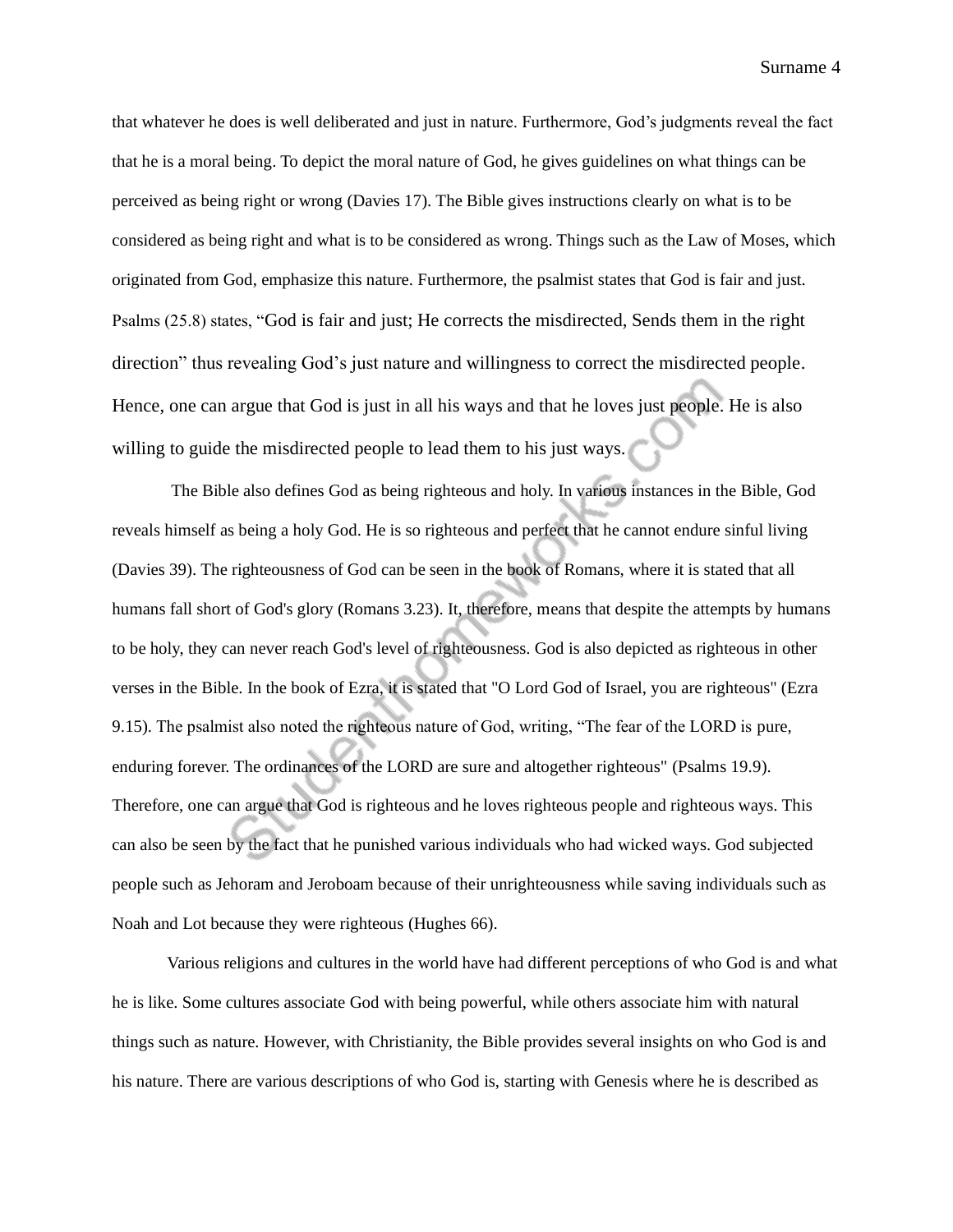that whatever he does is well deliberated and just in nature. Furthermore, God's judgments reveal the fact that he is a moral being. To depict the moral nature of God, he gives guidelines on what things can be perceived as being right or wrong (Davies 17). The Bible gives instructions clearly on what is to be considered as being right and what is to be considered as wrong. Things such as the Law of Moses, which originated from God, emphasize this nature. Furthermore, the psalmist states that God is fair and just. Psalms (25.8) states, "God is fair and just; He corrects the misdirected, Sends them in the right direction" thus revealing God's just nature and willingness to correct the misdirected people. Hence, one can argue that God is just in all his ways and that he loves just people. He is also willing to guide the misdirected people to lead them to his just ways.

The Bible also defines God as being righteous and holy. In various instances in the Bible, God reveals himself as being a holy God. He is so righteous and perfect that he cannot endure sinful living (Davies 39). The righteousness of God can be seen in the book of Romans, where it is stated that all humans fall short of God's glory (Romans 3.23). It, therefore, means that despite the attempts by humans to be holy, they can never reach God's level of righteousness. God is also depicted as righteous in other verses in the Bible. In the book of Ezra, it is stated that "O Lord God of Israel, you are righteous" (Ezra 9.15). The psalmist also noted the righteous nature of God, writing, "The fear of the LORD is pure, enduring forever. The ordinances of the LORD are sure and altogether righteous" (Psalms 19.9). Therefore, one can argue that God is righteous and he loves righteous people and righteous ways. This can also be seen by the fact that he punished various individuals who had wicked ways. God subjected people such as Jehoram and Jeroboam because of their unrighteousness while saving individuals such as Noah and Lot because they were righteous (Hughes 66).

Various religions and cultures in the world have had different perceptions of who God is and what he is like. Some cultures associate God with being powerful, while others associate him with natural things such as nature. However, with Christianity, the Bible provides several insights on who God is and his nature. There are various descriptions of who God is, starting with Genesis where he is described as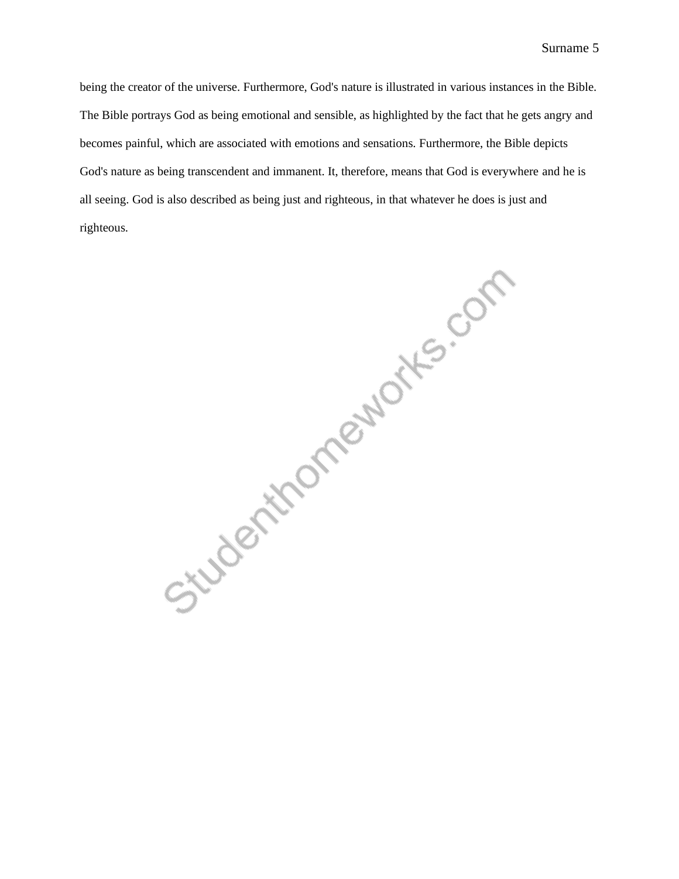being the creator of the universe. Furthermore, God's nature is illustrated in various instances in the Bible. The Bible portrays God as being emotional and sensible, as highlighted by the fact that he gets angry and becomes painful, which are associated with emotions and sensations. Furthermore, the Bible depicts God's nature as being transcendent and immanent. It, therefore, means that God is everywhere and he is all seeing. God is also described as being just and righteous, in that whatever he does is just and righteous.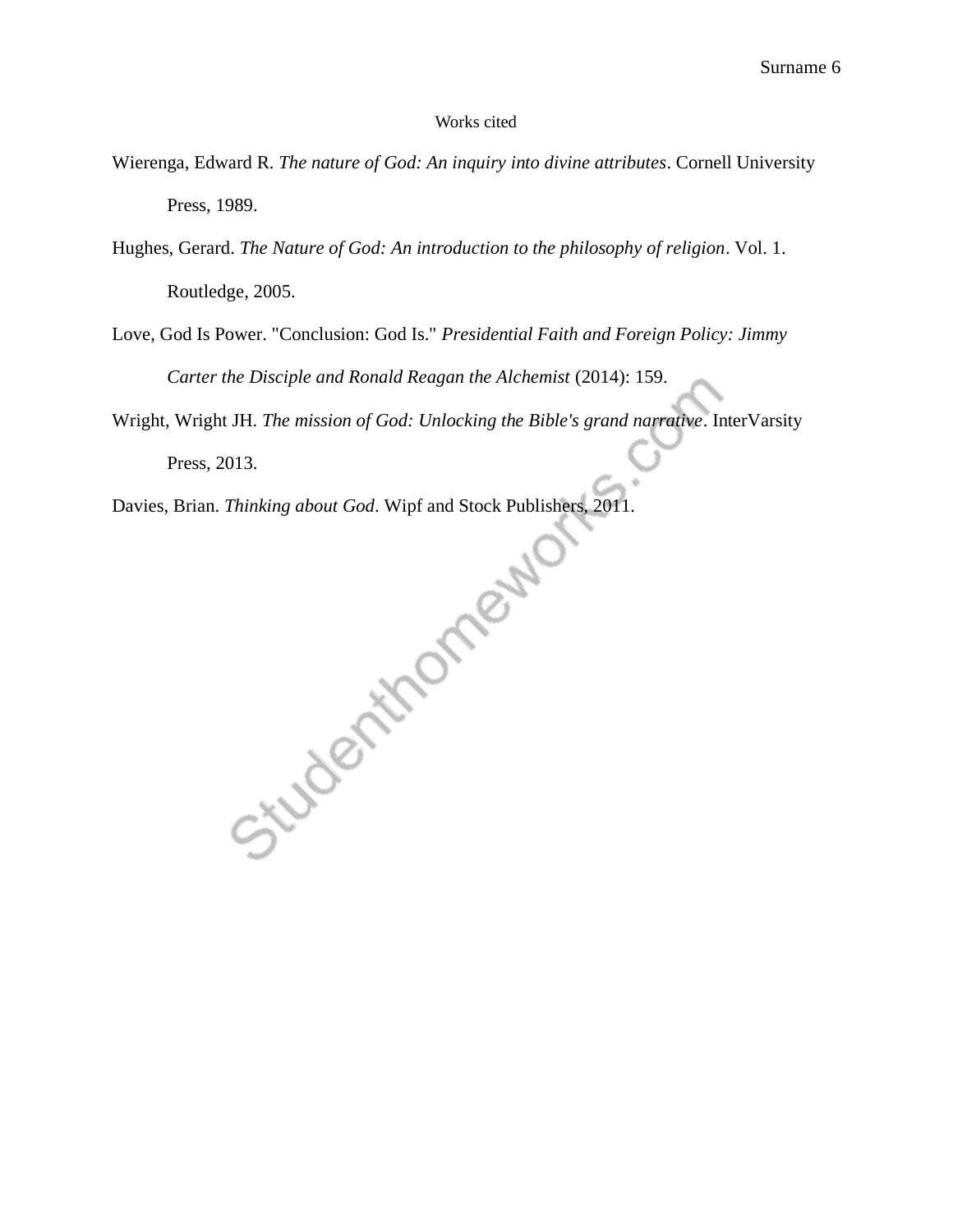## Works cited

Wierenga, Edward R. *The nature of God: An inquiry into divine attributes*. Cornell University Press, 1989.

Hughes, Gerard. *The Nature of God: An introduction to the philosophy of religion*. Vol. 1. Routledge, 2005.

Love, God Is Power. "Conclusion: God Is." *Presidential Faith and Foreign Policy: Jimmy Carter the Disciple and Ronald Reagan the Alchemist* (2014): 159.

Wright, Wright JH. *The mission of God: Unlocking the Bible's grand narrative*. InterVarsity Press, 2013.

Davies, Brian. *Thinking about God*. Wipf and Stock Publishers, 2011.